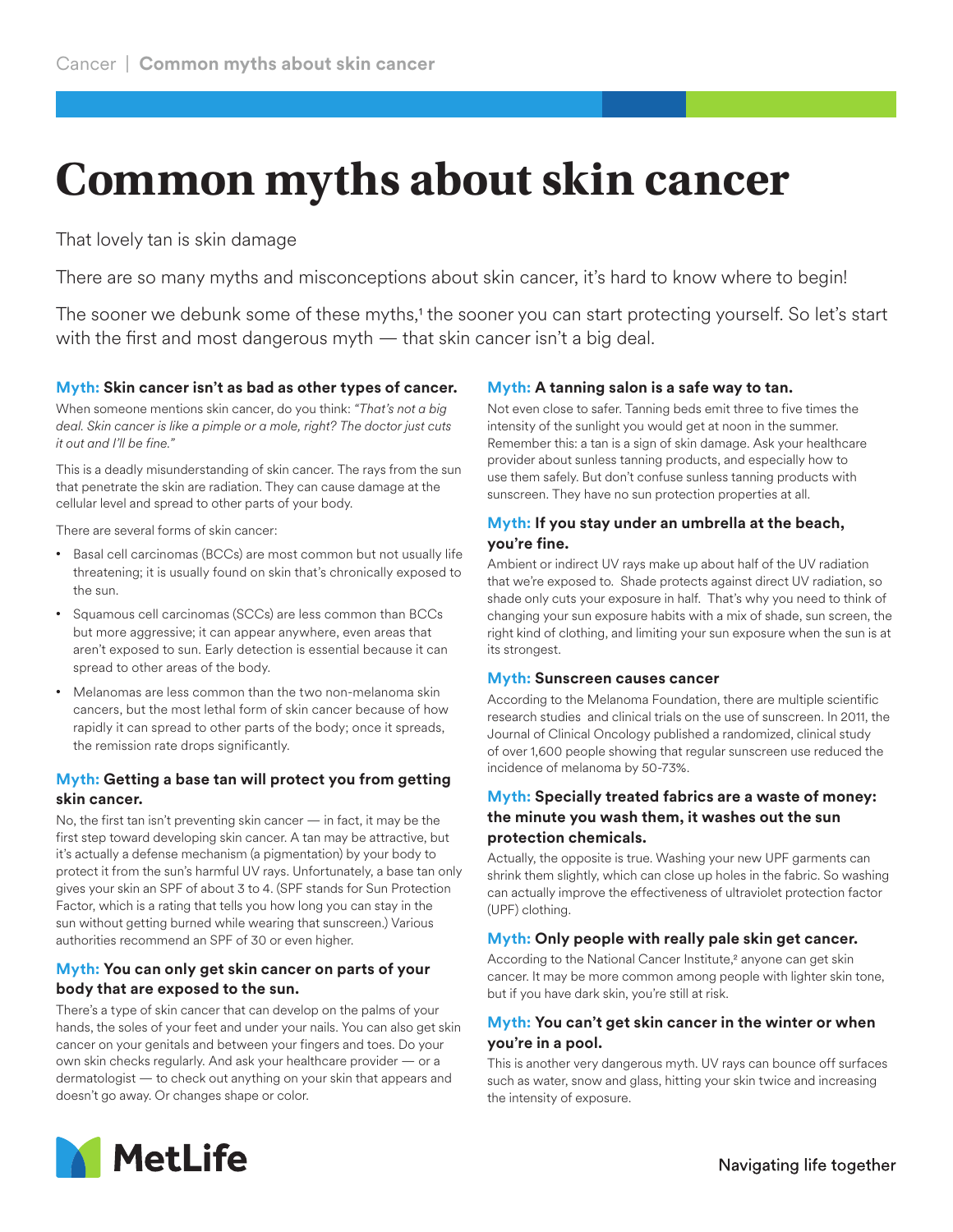Cancer | **Common myths about skin cancer**

# Common myths about skin cancer

That lovely tan is skin damage

There are so many myths and misconceptions about skin cancer, it's hard to know where to begin!

The sooner we debunk some of these myths,[1] the sooner you can start protecting yourself. So let's start with the first and most dangerous myth — that skin cancer isn't a big deal.

### Myth: Skin cancer isn't as bad as other types of cancer.

When someone mentions skin cancer, do you think: *"That's not a big deal. Skin cancer is like a pimple or a mole, right? The doctor just cuts it out and I'll be fine."*

This is a deadly misunderstanding of skin cancer. The rays from the sun that penetrate the skin are radiation. They can cause damage at the cellular level and spread to other parts of your body.

There are several forms of skin cancer:

- Basal cell carcinomas (BCCs) are most common but not usually life threatening; it is usually found on skin that's chronically exposed to the sun.
- Squamous cell carcinomas (SCCs) are less common than BCCs but more aggressive; it can appear anywhere, even areas that aren't exposed to sun. Early detection is essential because it can spread to other areas of the body.
- Melanomas are less common than the two non-melanoma skin cancers, but the most lethal form of skin cancer because of how rapidly it can spread to other parts of the body; once it spreads, the remission rate drops significantly.

### Myth: Getting a base tan will protect you from getting skin cancer.

No, the first tan isn't preventing skin cancer — in fact, it may be the first step toward developing skin cancer. A tan may be attractive, but it's actually a defense mechanism (a pigmentation) by your body to protect it from the sun's harmful UV rays. Unfortunately, a base tan only gives your skin an SPF of about 3 to 4. (SPF stands for Sun Protection Factor, which is a rating that tells you how long you can stay in the sun without getting burned while wearing that sunscreen.) Various authorities recommend an SPF of 30 or even higher.

### Myth: You can only get skin cancer on parts of your body that are exposed to the sun.

There's a type of skin cancer that can develop on the palms of your hands, the soles of your feet and under your nails. You can also get skin cancer on your genitals and between your fingers and toes. Do your own skin checks regularly. And ask your healthcare provider — or a dermatologist — to check out anything on your skin that appears and doesn't go away. Or changes shape or color.

### Myth: A tanning salon is a safe way to tan.

Not even close to safer. Tanning beds emit three to five times the intensity of the sunlight you would get at noon in the summer. Remember this: a tan is a sign of skin damage. Ask your healthcare provider about sunless tanning products, and especially how to use them safely. But don't confuse sunless tanning products with sunscreen. They have no sun protection properties at all.

### Myth: If you stay under an umbrella at the beach, you're fine.

Ambient or indirect UV rays make up about half of the UV radiation that we're exposed to. Shade protects against direct UV radiation, so shade only cuts your exposure in half. That's why you need to think of changing your sun exposure habits with a mix of shade, sun screen, the right kind of clothing, and limiting your sun exposure when the sun is at its strongest.

### Myth: Sunscreen causes cancer

According to the Melanoma Foundation, there are multiple scientific research studies and clinical trials on the use of sunscreen. In 2011, the Journal of Clinical Oncology published a randomized, clinical study of over 1,600 people showing that regular sunscreen use reduced the incidence of melanoma by 50-73%.

### Myth: Specially treated fabrics are a waste of money: the minute you wash them, it washes out the sun protection chemicals.

Actually, the opposite is true. Washing your new UPF garments can shrink them slightly, which can close up holes in the fabric. So washing can actually improve the effectiveness of ultraviolet protection factor (UPF) clothing.

### Myth: Only people with really pale skin get cancer.

According to the National Cancer Institute,[2] anyone can get skin cancer. It may be more common among people with lighter skin tone, but if you have dark skin, you're still at risk.

### Myth: You can't get skin cancer in the winter or when you're in a pool.

This is another very dangerous myth. UV rays can bounce off surfaces such as water, snow and glass, hitting your skin twice and increasing the intensity of exposure.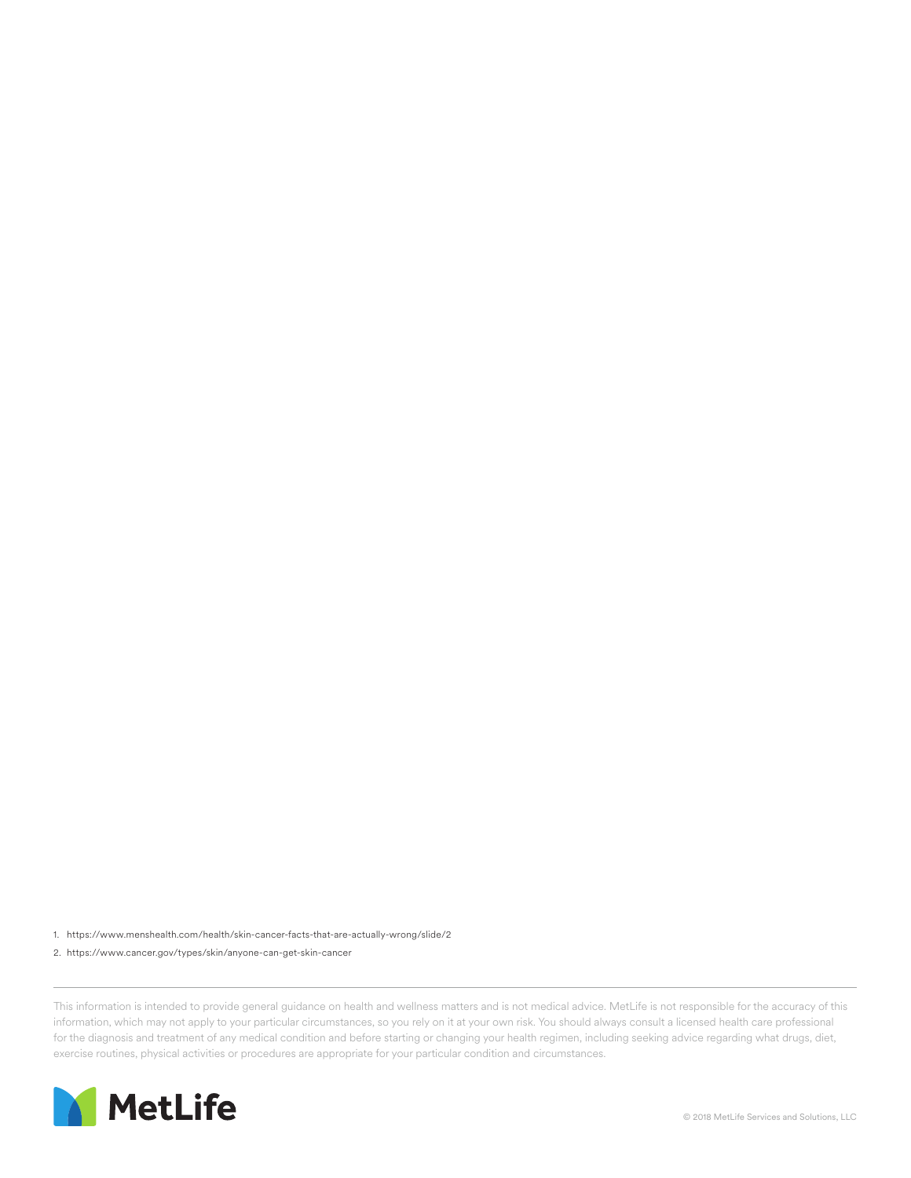1. https://www.menshealth.com/health/skin-cancer-facts-that-are-actually-wrong/slide/2
2. https://www.cancer.gov/types/skin/anyone-can-get-skin-cancer

---

This information is intended to provide general guidance on health and wellness matters and is not medical advice. MetLife is not responsible for the accuracy of this information, which may not apply to your particular circumstances, so you rely on it at your own risk. You should always consult a licensed health care professional for the diagnosis and treatment of any medical condition and before starting or changing your health regimen, including seeking advice regarding what drugs, diet, exercise routines, physical activities or procedures are appropriate for your particular condition and circumstances.

MetLife

© 2018 MetLife Services and Solutions, LLC